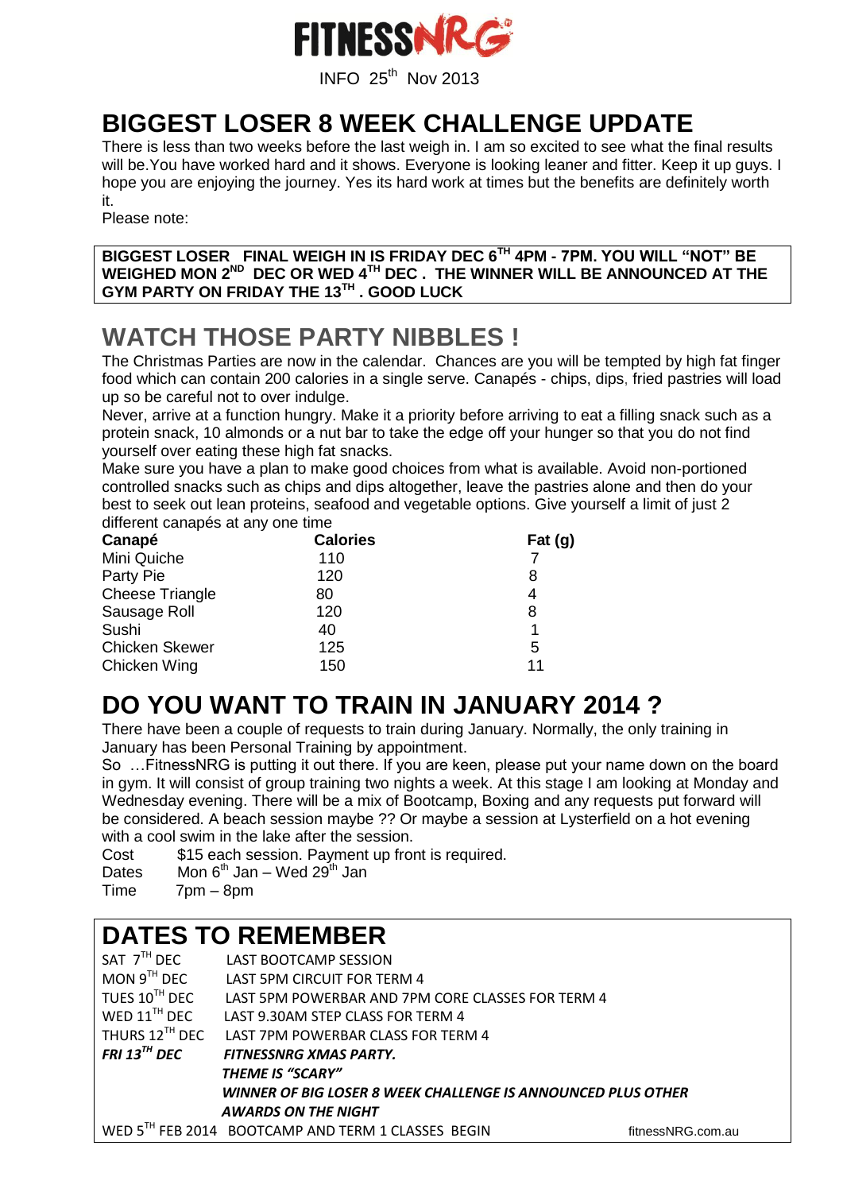# FITNESSNRG

INFO 25th Nov 2013

## BIGGEST LOSER 8 WEEK CHALLENGE UPDATE

There is less than two weeks before the last weigh in. I am so excited to see what the final results will be.You have worked hard and it shows. Everyone is looking leaner and fitter. Keep it up guys. I hope you are enjoying the journey. Yes its hard work at times but the benefits are definitely worth it.

Please note:

**BIGGEST LOSER FINAL WEIGH IN IS FRIDAY DEC 6TH 4PM - 7PM. YOU WILL "NOT" BE WEIGHED MON 2ND DEC OR WED 4TH DEC . THE WINNER WILL BE ANNOUNCED AT THE GYM PARTY ON FRIDAY THE 13TH . GOOD LUCK**

## WATCH THOSE PARTY NIBBLES !

The Christmas Parties are now in the calendar. Chances are you will be tempted by high fat finger food which can contain 200 calories in a single serve. Canapés - chips, dips, fried pastries will load up so be careful not to over indulge.

Never, arrive at a function hungry. Make it a priority before arriving to eat a filling snack such as a protein snack, 10 almonds or a nut bar to take the edge off your hunger so that you do not find yourself over eating these high fat snacks.

Make sure you have a plan to make good choices from what is available. Avoid non-portioned controlled snacks such as chips and dips altogether, leave the pastries alone and then do your best to seek out lean proteins, seafood and vegetable options. Give yourself a limit of just 2 different canapés at any one time

| Canapé | Calories | Fat (g) |
|---|---|---|
| Mini Quiche | 110 | 7 |
| Party Pie | 120 | 8 |
| Cheese Triangle | 80 | 4 |
| Sausage Roll | 120 | 8 |
| Sushi | 40 | 1 |
| Chicken Skewer | 125 | 5 |
| Chicken Wing | 150 | 11 |

## DO YOU WANT TO TRAIN IN JANUARY 2014 ?

There have been a couple of requests to train during January. Normally, the only training in January has been Personal Training by appointment.

So …FitnessNRG is putting it out there. If you are keen, please put your name down on the board in gym. It will consist of group training two nights a week. At this stage I am looking at Monday and Wednesday evening. There will be a mix of Bootcamp, Boxing and any requests put forward will be considered. A beach session maybe ?? Or maybe a session at Lysterfield on a hot evening with a cool swim in the lake after the session.

Cost $15 each session. Payment up front is required.
Dates Mon 6th Jan – Wed 29th Jan
Time 7pm – 8pm

## DATES TO REMEMBER

| | |
|---|---|
| SAT 7TH DEC | LAST BOOTCAMP SESSION |
| MON 9TH DEC | LAST 5PM CIRCUIT FOR TERM 4 |
| TUES 10TH DEC | LAST 5PM POWERBAR AND 7PM CORE CLASSES FOR TERM 4 |
| WED 11TH DEC | LAST 9.30AM STEP CLASS FOR TERM 4 |
| THURS 12TH DEC | LAST 7PM POWERBAR CLASS FOR TERM 4 |
| ***FRI 13TH DEC*** | ***FITNESSNRG XMAS PARTY. THEME IS "SCARY" WINNER OF BIG LOSER 8 WEEK CHALLENGE IS ANNOUNCED PLUS OTHER AWARDS ON THE NIGHT*** |
| WED 5TH FEB 2014 | BOOTCAMP AND TERM 1 CLASSES BEGIN |

fitnessNRG.com.au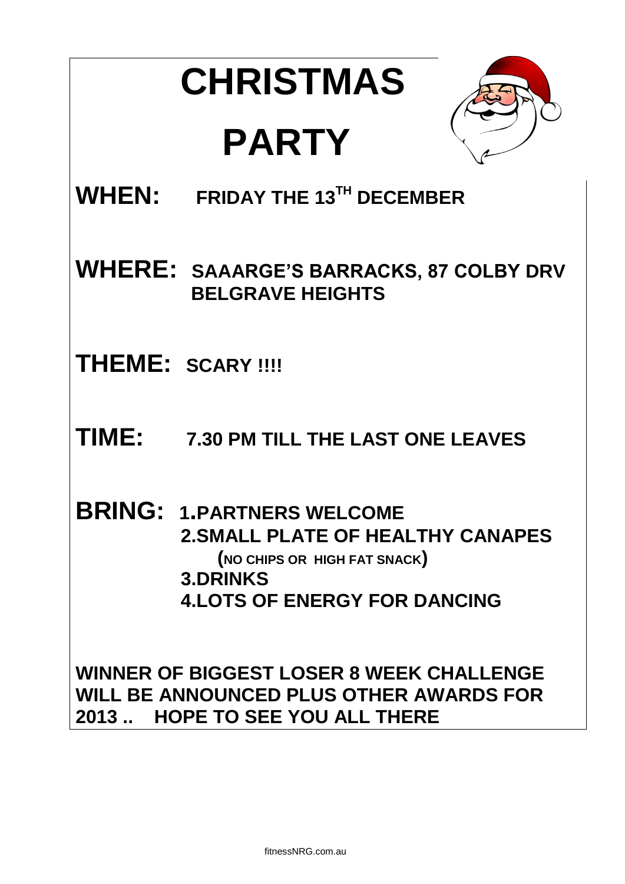# CHRISTMAS PARTY

**WHEN:** FRIDAY THE 13TH DECEMBER

**WHERE:** SAAARGE'S BARRACKS, 87 COLBY DRV BELGRAVE HEIGHTS

**THEME:** SCARY !!!!

**TIME:** 7.30 PM TILL THE LAST ONE LEAVES

**BRING:**
1. PARTNERS WELCOME
2. SMALL PLATE OF HEALTHY CANAPES (NO CHIPS OR HIGH FAT SNACK)
3. DRINKS
4. LOTS OF ENERGY FOR DANCING

**WINNER OF BIGGEST LOSER 8 WEEK CHALLENGE WILL BE ANNOUNCED PLUS OTHER AWARDS FOR 2013 .. HOPE TO SEE YOU ALL THERE**

fitnessNRG.com.au